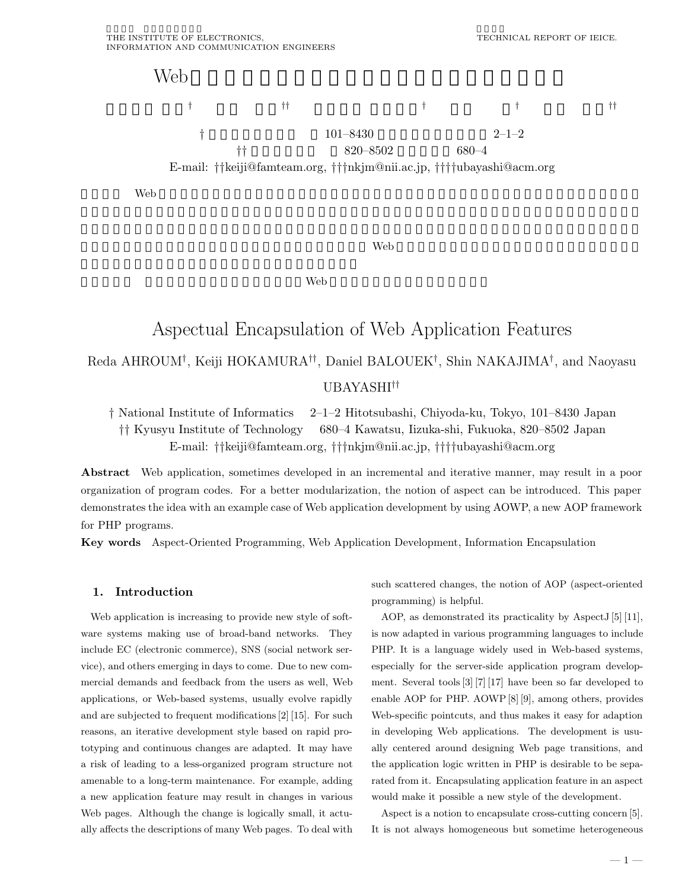# Aspectual Encapsulation of Web Application Features

Reda AHROUM†, Keiji HOKAMURA††, Daniel BALOUEK†, Shin NAKAJIMA†, and Naoyasu UBAYASHI††

† National Institute of Informatics 2–1–2 Hitotsubashi, Chiyoda-ku, Tokyo, 101–8430 Japan
†† Kyusyu Institute of Technology 680–4 Kawatsu, Iizuka-shi, Fukuoka, 820–8502 Japan
E-mail: ††keiji@famteam.org, †††nkjm@nii.ac.jp, ††††ubayashi@acm.org

**Abstract** Web application, sometimes developed in an incremental and iterative manner, may result in a poor organization of program codes. For a better modularization, the notion of aspect can be introduced. This paper demonstrates the idea with an example case of Web application development by using AOWP, a new AOP framework for PHP programs.

**Key words** Aspect-Oriented Programming, Web Application Development, Information Encapsulation

## 1. Introduction

Web application is increasing to provide new style of software systems making use of broad-band networks. They include EC (electronic commerce), SNS (social network service), and others emerging in days to come. Due to new commercial demands and feedback from the users as well, Web applications, or Web-based systems, usually evolve rapidly and are subjected to frequent modifications [2] [15]. For such reasons, an iterative development style based on rapid prototyping and continuous changes are adapted. It may have a risk of leading to a less-organized program structure not amenable to a long-term maintenance. For example, adding a new application feature may result in changes in various Web pages. Although the change is logically small, it actually affects the descriptions of many Web pages. To deal with such scattered changes, the notion of AOP (aspect-oriented programming) is helpful.

AOP, as demonstrated its practicality by AspectJ [5] [11], is now adapted in various programming languages to include PHP. It is a language widely used in Web-based systems, especially for the server-side application program development. Several tools [3] [7] [17] have been so far developed to enable AOP for PHP. AOWP [8] [9], among others, provides Web-specific pointcuts, and thus makes it easy for adaption in developing Web applications. The development is usually centered around designing Web page transitions, and the application logic written in PHP is desirable to be separated from it. Encapsulating application feature in an aspect would make it possible a new style of the development.

Aspect is a notion to encapsulate cross-cutting concern [5]. It is not always homogeneous but sometime heterogeneous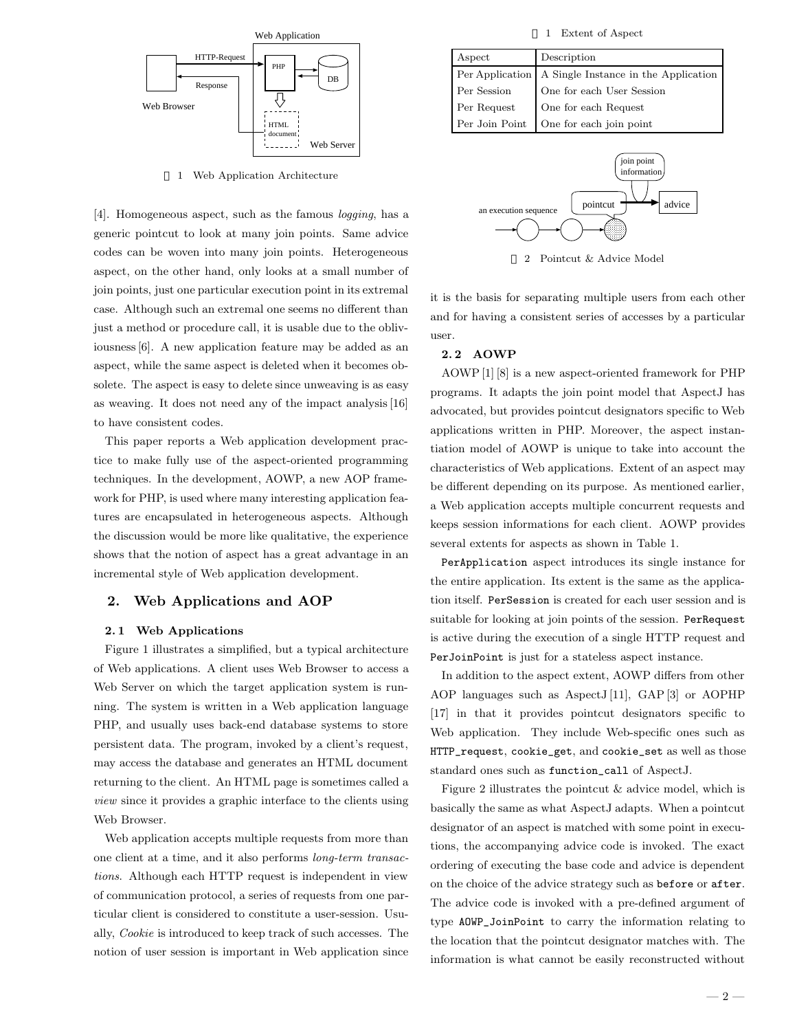図 1 Web Application Architecture

[4]. Homogeneous aspect, such as the famous *logging*, has a generic pointcut to look at many join points. Same advice codes can be woven into many join points. Heterogeneous aspect, on the other hand, only looks at a small number of join points, just one particular execution point in its extremal case. Although such an extremal one seems no different than just a method or procedure call, it is usable due to the obliviousness [6]. A new application feature may be added as an aspect, while the same aspect is deleted when it becomes obsolete. The aspect is easy to delete since unweaving is as easy as weaving. It does not need any of the impact analysis [16] to have consistent codes.

This paper reports a Web application development practice to make fully use of the aspect-oriented programming techniques. In the development, AOWP, a new AOP framework for PHP, is used where many interesting application features are encapsulated in heterogeneous aspects. Although the discussion would be more like qualitative, the experience shows that the notion of aspect has a great advantage in an incremental style of Web application development.

## 2. Web Applications and AOP

### 2.1 Web Applications

Figure 1 illustrates a simplified, but a typical architecture of Web applications. A client uses Web Browser to access a Web Server on which the target application system is running. The system is written in a Web application language PHP, and usually uses back-end database systems to store persistent data. The program, invoked by a client's request, may access the database and generates an HTML document returning to the client. An HTML page is sometimes called a *view* since it provides a graphic interface to the clients using Web Browser.

Web application accepts multiple requests from more than one client at a time, and it also performs *long-term transactions*. Although each HTTP request is independent in view of communication protocol, a series of requests from one particular client is considered to constitute a user-session. Usually, *Cookie* is introduced to keep track of such accesses. The notion of user session is important in Web application since it is the basis for separating multiple users from each other and for having a consistent series of accesses by a particular user.

表 1 Extent of Aspect

| Aspect | Description |
|---|---|
| Per Application | A Single Instance in the Application |
| Per Session | One for each User Session |
| Per Request | One for each Request |
| Per Join Point | One for each join point |

図 2 Pointcut & Advice Model

### 2.2 AOWP

AOWP [1] [8] is a new aspect-oriented framework for PHP programs. It adapts the join point model that AspectJ has advocated, but provides pointcut designators specific to Web applications written in PHP. Moreover, the aspect instantiation model of AOWP is unique to take into account the characteristics of Web applications. Extent of an aspect may be different depending on its purpose. As mentioned earlier, a Web application accepts multiple concurrent requests and keeps session informations for each client. AOWP provides several extents for aspects as shown in Table 1.

`PerApplication` aspect introduces its single instance for the entire application. Its extent is the same as the application itself. `PerSession` is created for each user session and is suitable for looking at join points of the session. `PerRequest` is active during the execution of a single HTTP request and `PerJoinPoint` is just for a stateless aspect instance.

In addition to the aspect extent, AOWP differs from other AOP languages such as AspectJ [11], GAP [3] or AOPHP [17] in that it provides pointcut designators specific to Web application. They include Web-specific ones such as `HTTP_request`, `cookie_get`, and `cookie_set` as well as those standard ones such as `function_call` of AspectJ.

Figure 2 illustrates the pointcut & advice model, which is basically the same as what AspectJ adapts. When a pointcut designator of an aspect is matched with some point in executions, the accompanying advice code is invoked. The exact ordering of executing the base code and advice is dependent on the choice of the advice strategy such as `before` or `after`. The advice code is invoked with a pre-defined argument of type `AOWP_JoinPoint` to carry the information relating to the location that the pointcut designator matches with. The information is what cannot be easily reconstructed without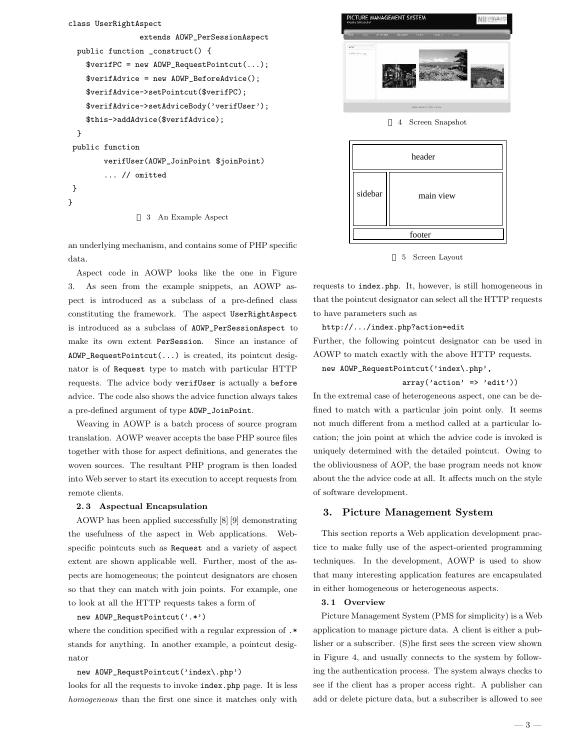```
class UserRightAspect
                extends AOWP_PerSessionAspect
  public function _construct() {
    $verifPC = new AOWP_RequestPointcut(...);
    $verifAdvice = new AOWP_BeforeAdvice();
    $verifAdvice->setPointcut($verifPC);
    $verifAdvice->setAdviceBody('verifUser');
    $this->addAdvice($verifAdvice);
  }
 public function
        verifUser(AOWP_JoinPoint $joinPoint)
        ... // omitted
 }
}
```

図 3 An Example Aspect

an underlying mechanism, and contains some of PHP specific data.

Aspect code in AOWP looks like the one in Figure 3. As seen from the example snippets, an AOWP aspect is introduced as a subclass of a pre-defined class constituting the framework. The aspect `UserRightAspect` is introduced as a subclass of `AOWP_PerSessionAspect` to make its own extent `PerSession`. Since an instance of `AOWP_RequestPointcut(...)` is created, its pointcut designator is of `Request` type to match with particular HTTP requests. The advice body `verifUser` is actually a `before` advice. The code also shows the advice function always takes a pre-defined argument of type `AOWP_JoinPoint`.

Weaving in AOWP is a batch process of source program translation. AOWP weaver accepts the base PHP source files together with those for aspect definitions, and generates the woven sources. The resultant PHP program is then loaded into Web server to start its execution to accept requests from remote clients.

### 2.3 Aspectual Encapsulation

AOWP has been applied successfully [8] [9] demonstrating the usefulness of the aspect in Web applications. Web-specific pointcuts such as `Request` and a variety of aspect extent are shown applicable well. Further, most of the aspects are homogeneous; the pointcut designators are chosen so that they can match with join points. For example, one to look at all the HTTP requests takes a form of

```
new AOWP_RequstPointcut('.*')
```

where the condition specified with a regular expression of `.*` stands for anything. In another example, a pointcut designator

```
new AOWP_RequstPointcut('index\.php')
```

looks for all the requests to invoke `index.php` page. It is less *homogeneous* than the first one since it matches only with requests to `index.php`. It, however, is still homogeneous in that the pointcut designator can select all the HTTP requests to have parameters such as

```
http://.../index.php?action=edit
```

Further, the following pointcut designator can be used in AOWP to match exactly with the above HTTP requests.

```
new AOWP_RequestPointcut('index\.php',
                  array('action' => 'edit'))
```

In the extremal case of heterogeneous aspect, one can be defined to match with a particular join point only. It seems not much different from a method called at a particular location; the join point at which the advice code is invoked is uniquely determined with the detailed pointcut. Owing to the obliviousness of AOP, the base program needs not know about the the advice code at all. It affects much on the style of software development.

図 4 Screen Snapshot

| header | |
|---|---|
| sidebar | main view |
| footer | |

図 5 Screen Layout

## 3. Picture Management System

This section reports a Web application development practice to make fully use of the aspect-oriented programming techniques. In the development, AOWP is used to show that many interesting application features are encapsulated in either homogeneous or heterogeneous aspects.

### 3.1 Overview

Picture Management System (PMS for simplicity) is a Web application to manage picture data. A client is either a publisher or a subscriber. (S)he first sees the screen view shown in Figure 4, and usually connects to the system by following the authentication process. The system always checks to see if the client has a proper access right. A publisher can add or delete picture data, but a subscriber is allowed to see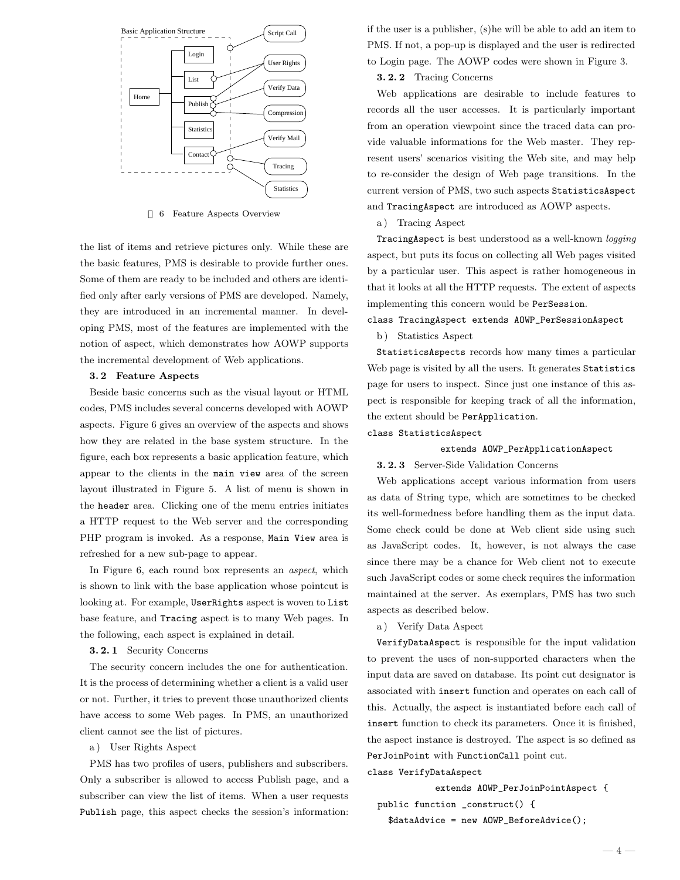図 6 Feature Aspects Overview

the list of items and retrieve pictures only. While these are the basic features, PMS is desirable to provide further ones. Some of them are ready to be included and others are identified only after early versions of PMS are developed. Namely, they are introduced in an incremental manner. In developing PMS, most of the features are implemented with the notion of aspect, which demonstrates how AOWP supports the incremental development of Web applications.

### 3.2 Feature Aspects

Beside basic concerns such as the visual layout or HTML codes, PMS includes several concerns developed with AOWP aspects. Figure 6 gives an overview of the aspects and shows how they are related in the base system structure. In the figure, each box represents a basic application feature, which appear to the clients in the `main view` area of the screen layout illustrated in Figure 5. A list of menu is shown in the `header` area. Clicking one of the menu entries initiates a HTTP request to the Web server and the corresponding PHP program is invoked. As a response, `Main View` area is refreshed for a new sub-page to appear.

In Figure 6, each round box represents an *aspect*, which is shown to link with the base application whose pointcut is looking at. For example, `UserRights` aspect is woven to `List` base feature, and `Tracing` aspect is to many Web pages. In the following, each aspect is explained in detail.

#### 3.2.1 Security Concerns

The security concern includes the one for authentication. It is the process of determining whether a client is a valid user or not. Further, it tries to prevent those unauthorized clients have access to some Web pages. In PMS, an unauthorized client cannot see the list of pictures.

a) User Rights Aspect

PMS has two profiles of users, publishers and subscribers. Only a subscriber is allowed to access Publish page, and a subscriber can view the list of items. When a user requests `Publish` page, this aspect checks the session's information: if the user is a publisher, (s)he will be able to add an item to PMS. If not, a pop-up is displayed and the user is redirected to Login page. The AOWP codes were shown in Figure 3.

#### 3.2.2 Tracing Concerns

Web applications are desirable to include features to records all the user accesses. It is particularly important from an operation viewpoint since the traced data can provide valuable informations for the Web master. They represent users' scenarios visiting the Web site, and may help to re-consider the design of Web page transitions. In the current version of PMS, two such aspects `StatisticsAspect` and `TracingAspect` are introduced as AOWP aspects.

a) Tracing Aspect

`TracingAspect` is best understood as a well-known *logging* aspect, but puts its focus on collecting all Web pages visited by a particular user. This aspect is rather homogeneous in that it looks at all the HTTP requests. The extent of aspects implementing this concern would be `PerSession`.

```
class TracingAspect extends AOWP_PerSessionAspect
```

b) Statistics Aspect

`StatisticsAspects` records how many times a particular Web page is visited by all the users. It generates `Statistics` page for users to inspect. Since just one instance of this aspect is responsible for keeping track of all the information, the extent should be `PerApplication`.

```
class StatisticsAspect
            extends AOWP_PerApplicationAspect
```

#### 3.2.3 Server-Side Validation Concerns

Web applications accept various information from users as data of String type, which are sometimes to be checked its well-formedness before handling them as the input data. Some check could be done at Web client side using such as JavaScript codes. It, however, is not always the case since there may be a chance for Web client not to execute such JavaScript codes or some check requires the information maintained at the server. As exemplars, PMS has two such aspects as described below.

a) Verify Data Aspect

`VerifyDataAspect` is responsible for the input validation to prevent the uses of non-supported characters when the input data are saved on database. Its point cut designator is associated with `insert` function and operates on each call of this. Actually, the aspect is instantiated before each call of `insert` function to check its parameters. Once it is finished, the aspect instance is destroyed. The aspect is so defined as `PerJoinPoint` with `FunctionCall` point cut.

```
class VerifyDataAspect
            extends AOWP_PerJoinPointAspect {
  public function _construct() {
    $dataAdvice = new AOWP_BeforeAdvice();
```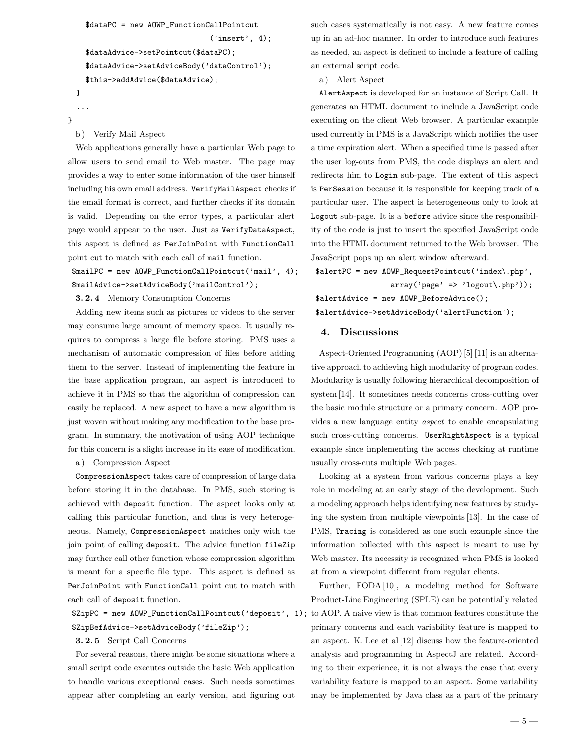```
    $dataPC = new AOWP_FunctionCallPointcut
                              ('insert', 4);
    $dataAdvice->setPointcut($dataPC);
    $dataAdvice->setAdviceBody('dataControl');
    $this->addAdvice($dataAdvice);
  }
  ...
}
```

b ) Verify Mail Aspect

Web applications generally have a particular Web page to allow users to send email to Web master. The page may provides a way to enter some information of the user himself including his own email address. `VerifyMailAspect` checks if the email format is correct, and further checks if its domain is valid. Depending on the error types, a particular alert page would appear to the user. Just as `VerifyDataAspect`, this aspect is defined as `PerJoinPoint` with `FunctionCall` point cut to match with each call of `mail` function.

```
$mailPC = new AOWP_FunctionCallPointcut('mail', 4);
$mailAdvice->setAdviceBody('mailControl');
```

### 3. 2. 4 Memory Consumption Concerns

Adding new items such as pictures or videos to the server may consume large amount of memory space. It usually requires to compress a large file before storing. PMS uses a mechanism of automatic compression of files before adding them to the server. Instead of implementing the feature in the base application program, an aspect is introduced to achieve it in PMS so that the algorithm of compression can easily be replaced. A new aspect to have a new algorithm is just woven without making any modification to the base program. In summary, the motivation of using AOP technique for this concern is a slight increase in its ease of modification.

a ) Compression Aspect

`CompressionAspect` takes care of compression of large data before storing it in the database. In PMS, such storing is achieved with `deposit` function. The aspect looks only at calling this particular function, and thus is very heterogeneous. Namely, `CompressionAspect` matches only with the join point of calling `deposit`. The advice function `fileZip` may further call other function whose compression algorithm is meant for a specific file type. This aspect is defined as `PerJoinPoint` with `FunctionCall` point cut to match with each call of `deposit` function.

```
$ZipPC = new AOWP_FunctionCallPointcut('deposit', 1);
$ZipBefAdvice->setAdviceBody('fileZip');
```

### 3. 2. 5 Script Call Concerns

For several reasons, there might be some situations where a small script code executes outside the basic Web application to handle various exceptional cases. Such needs sometimes appear after completing an early version, and figuring out such cases systematically is not easy. A new feature comes up in an ad-hoc manner. In order to introduce such features as needed, an aspect is defined to include a feature of calling an external script code.

a ) Alert Aspect

`AlertAspect` is developed for an instance of Script Call. It generates an HTML document to include a JavaScript code executing on the client Web browser. A particular example used currently in PMS is a JavaScript which notifies the user a time expiration alert. When a specified time is passed after the user log-outs from PMS, the code displays an alert and redirects him to `Login` sub-page. The extent of this aspect is `PerSession` because it is responsible for keeping track of a particular user. The aspect is heterogeneous only to look at `Logout` sub-page. It is a `before` advice since the responsibility of the code is just to insert the specified JavaScript code into the HTML document returned to the Web browser. The JavaScript pops up an alert window afterward.

```
$alertPC = new AOWP_RequestPointcut('index\.php',
                array('page' => 'logout\.php'));
$alertAdvice = new AOWP_BeforeAdvice();
$alertAdvice->setAdviceBody('alertFunction');
```

## 4. Discussions

Aspect-Oriented Programming (AOP) [5] [11] is an alternative approach to achieving high modularity of program codes. Modularity is usually following hierarchical decomposition of system [14]. It sometimes needs concerns cross-cutting over the basic module structure or a primary concern. AOP provides a new language entity *aspect* to enable encapsulating such cross-cutting concerns. `UserRightAspect` is a typical example since implementing the access checking at runtime usually cross-cuts multiple Web pages.

Looking at a system from various concerns plays a key role in modeling at an early stage of the development. Such a modeling approach helps identifying new features by studying the system from multiple viewpoints [13]. In the case of PMS, `Tracing` is considered as one such example since the information collected with this aspect is meant to use by Web master. Its necessity is recognized when PMS is looked at from a viewpoint different from regular clients.

Further, FODA [10], a modeling method for Software Product-Line Engineering (SPLE) can be potentially related to AOP. A naive view is that common features constitute the primary concerns and each variability feature is mapped to an aspect. K. Lee et al [12] discuss how the feature-oriented analysis and programming in AspectJ are related. According to their experience, it is not always the case that every variability feature is mapped to an aspect. Some variability may be implemented by Java class as a part of the primary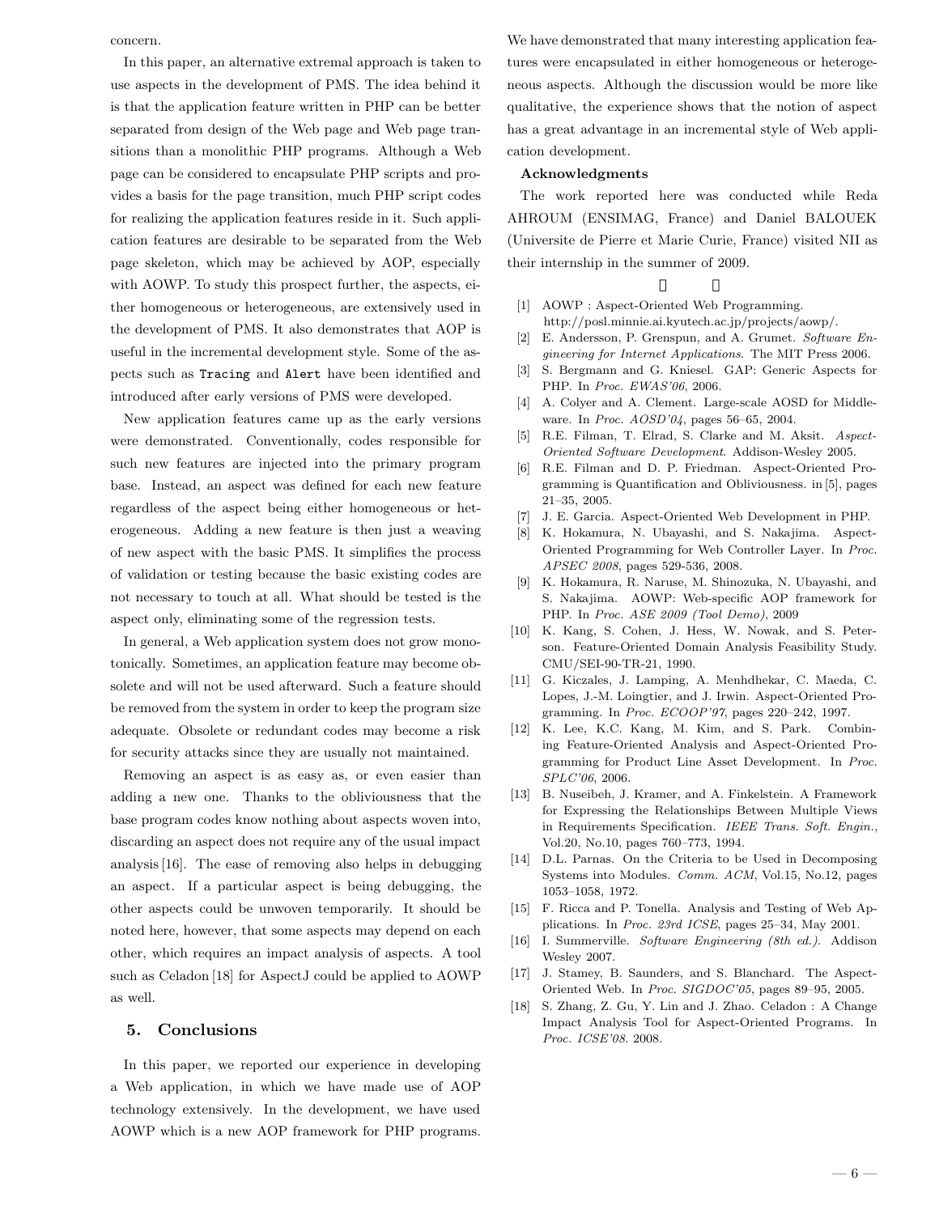concern.

In this paper, an alternative extremal approach is taken to use aspects in the development of PMS. The idea behind it is that the application feature written in PHP can be better separated from design of the Web page and Web page transitions than a monolithic PHP programs. Although a Web page can be considered to encapsulate PHP scripts and provides a basis for the page transition, much PHP script codes for realizing the application features reside in it. Such application features are desirable to be separated from the Web page skeleton, which may be achieved by AOP, especially with AOWP. To study this prospect further, the aspects, either homogeneous or heterogeneous, are extensively used in the development of PMS. It also demonstrates that AOP is useful in the incremental development style. Some of the aspects such as `Tracing` and `Alert` have been identified and introduced after early versions of PMS were developed.

New application features came up as the early versions were demonstrated. Conventionally, codes responsible for such new features are injected into the primary program base. Instead, an aspect was defined for each new feature regardless of the aspect being either homogeneous or heterogeneous. Adding a new feature is then just a weaving of new aspect with the basic PMS. It simplifies the process of validation or testing because the basic existing codes are not necessary to touch at all. What should be tested is the aspect only, eliminating some of the regression tests.

In general, a Web application system does not grow monotonically. Sometimes, an application feature may become obsolete and will not be used afterward. Such a feature should be removed from the system in order to keep the program size adequate. Obsolete or redundant codes may become a risk for security attacks since they are usually not maintained.

Removing an aspect is as easy as, or even easier than adding a new one. Thanks to the obliviousness that the base program codes know nothing about aspects woven into, discarding an aspect does not require any of the usual impact analysis [16]. The ease of removing also helps in debugging an aspect. If a particular aspect is being debugging, the other aspects could be unwoven temporarily. It should be noted here, however, that some aspects may depend on each other, which requires an impact analysis of aspects. A tool such as Celadon [18] for AspectJ could be applied to AOWP as well.

## 5. Conclusions

In this paper, we reported our experience in developing a Web application, in which we have made use of AOP technology extensively. In the development, we have used AOWP which is a new AOP framework for PHP programs. We have demonstrated that many interesting application features were encapsulated in either homogeneous or heterogeneous aspects. Although the discussion would be more like qualitative, the experience shows that the notion of aspect has a great advantage in an incremental style of Web application development.

**Acknowledgments**

The work reported here was conducted while Reda AHROUM (ENSIMAG, France) and Daniel BALOUEK (Universite de Pierre et Marie Curie, France) visited NII as their internship in the summer of 2009.

[1] AOWP : Aspect-Oriented Web Programming. http://posl.minnie.ai.kyutech.ac.jp/projects/aowp/.

[2] E. Andersson, P. Grenspun, and A. Grumet. *Software Engineering for Internet Applications*. The MIT Press 2006.

[3] S. Bergmann and G. Kniesel. GAP: Generic Aspects for PHP. In *Proc. EWAS'06*, 2006.

[4] A. Colyer and A. Clement. Large-scale AOSD for Middleware. In *Proc. AOSD'04*, pages 56–65, 2004.

[5] R.E. Filman, T. Elrad, S. Clarke and M. Aksit. *Aspect-Oriented Software Development*. Addison-Wesley 2005.

[6] R.E. Filman and D. P. Friedman. Aspect-Oriented Programming is Quantification and Obliviousness. in [5], pages 21–35, 2005.

[7] J. E. Garcia. Aspect-Oriented Web Development in PHP.

[8] K. Hokamura, N. Ubayashi, and S. Nakajima. Aspect-Oriented Programming for Web Controller Layer. In *Proc. APSEC 2008*, pages 529-536, 2008.

[9] K. Hokamura, R. Naruse, M. Shinozuka, N. Ubayashi, and S. Nakajima. AOWP: Web-specific AOP framework for PHP. In *Proc. ASE 2009 (Tool Demo)*, 2009

[10] K. Kang, S. Cohen, J. Hess, W. Nowak, and S. Peterson. Feature-Oriented Domain Analysis Feasibility Study. CMU/SEI-90-TR-21, 1990.

[11] G. Kiczales, J. Lamping, A. Menhdhekar, C. Maeda, C. Lopes, J.-M. Loingtier, and J. Irwin. Aspect-Oriented Programming. In *Proc. ECOOP'97*, pages 220–242, 1997.

[12] K. Lee, K.C. Kang, M. Kim, and S. Park. Combining Feature-Oriented Analysis and Aspect-Oriented Programming for Product Line Asset Development. In *Proc. SPLC'06*, 2006.

[13] B. Nuseibeh, J. Kramer, and A. Finkelstein. A Framework for Expressing the Relationships Between Multiple Views in Requirements Specification. *IEEE Trans. Soft. Engin.*, Vol.20, No.10, pages 760–773, 1994.

[14] D.L. Parnas. On the Criteria to be Used in Decomposing Systems into Modules. *Comm. ACM*, Vol.15, No.12, pages 1053–1058, 1972.

[15] F. Ricca and P. Tonella. Analysis and Testing of Web Applications. In *Proc. 23rd ICSE*, pages 25–34, May 2001.

[16] I. Summerville. *Software Engineering (8th ed.)*. Addison Wesley 2007.

[17] J. Stamey, B. Saunders, and S. Blanchard. The Aspect-Oriented Web. In *Proc. SIGDOC'05*, pages 89–95, 2005.

[18] S. Zhang, Z. Gu, Y. Lin and J. Zhao. Celadon : A Change Impact Analysis Tool for Aspect-Oriented Programs. In *Proc. ICSE'08*. 2008.